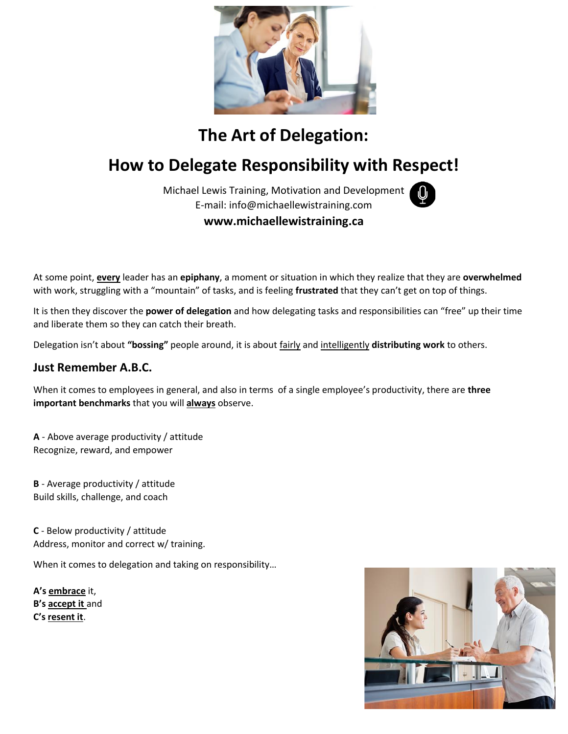# The Art of Delegation:

# How to Delegate Responsibility with Respect!

Michael Lewis Training, Motivation and Development
E-mail: info@michaellewistraining.com
**www.michaellewistraining.ca**

At some point, **every** leader has an **epiphany**, a moment or situation in which they realize that they are **overwhelmed** with work, struggling with a "mountain" of tasks, and is feeling **frustrated** that they can't get on top of things.

It is then they discover the **power of delegation** and how delegating tasks and responsibilities can "free" up their time and liberate them so they can catch their breath.

Delegation isn't about **"bossing"** people around, it is about fairly and intelligently **distributing work** to others.

## Just Remember A.B.C.

When it comes to employees in general, and also in terms of a single employee's productivity, there are **three important benchmarks** that you will **always** observe.

**A** - Above average productivity / attitude
Recognize, reward, and empower

**B** - Average productivity / attitude
Build skills, challenge, and coach

**C** - Below productivity / attitude
Address, monitor and correct w/ training.

When it comes to delegation and taking on responsibility…

**A's embrace** it,
**B's accept it** and
**C's resent it**.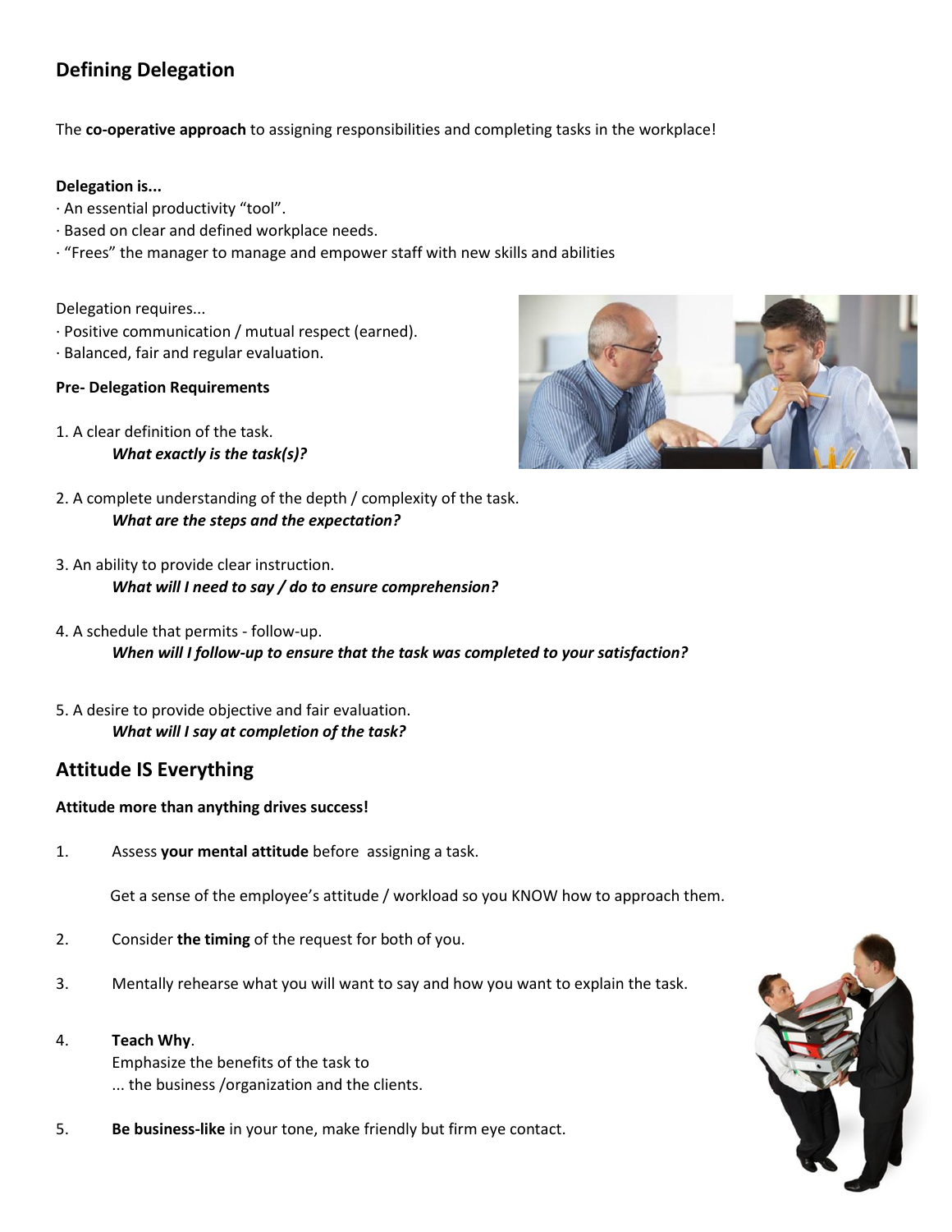## Defining Delegation

The **co-operative approach** to assigning responsibilities and completing tasks in the workplace!

**Delegation is...**
- An essential productivity "tool".
- Based on clear and defined workplace needs.
- "Frees" the manager to manage and empower staff with new skills and abilities

Delegation requires...
- Positive communication / mutual respect (earned).
- Balanced, fair and regular evaluation.

**Pre- Delegation Requirements**

1. A clear definition of the task.
   ***What exactly is the task(s)?***

2. A complete understanding of the depth / complexity of the task.
   ***What are the steps and the expectation?***

3. An ability to provide clear instruction.
   ***What will I need to say / do to ensure comprehension?***

4. A schedule that permits - follow-up.
   ***When will I follow-up to ensure that the task was completed to your satisfaction?***

5. A desire to provide objective and fair evaluation.
   ***What will I say at completion of the task?***

## Attitude IS Everything

**Attitude more than anything drives success!**

1. Assess **your mental attitude** before assigning a task.

   Get a sense of the employee's attitude / workload so you KNOW how to approach them.

2. Consider **the timing** of the request for both of you.

3. Mentally rehearse what you will want to say and how you want to explain the task.

4. **Teach Why**.
   Emphasize the benefits of the task to
   ... the business /organization and the clients.

5. **Be business-like** in your tone, make friendly but firm eye contact.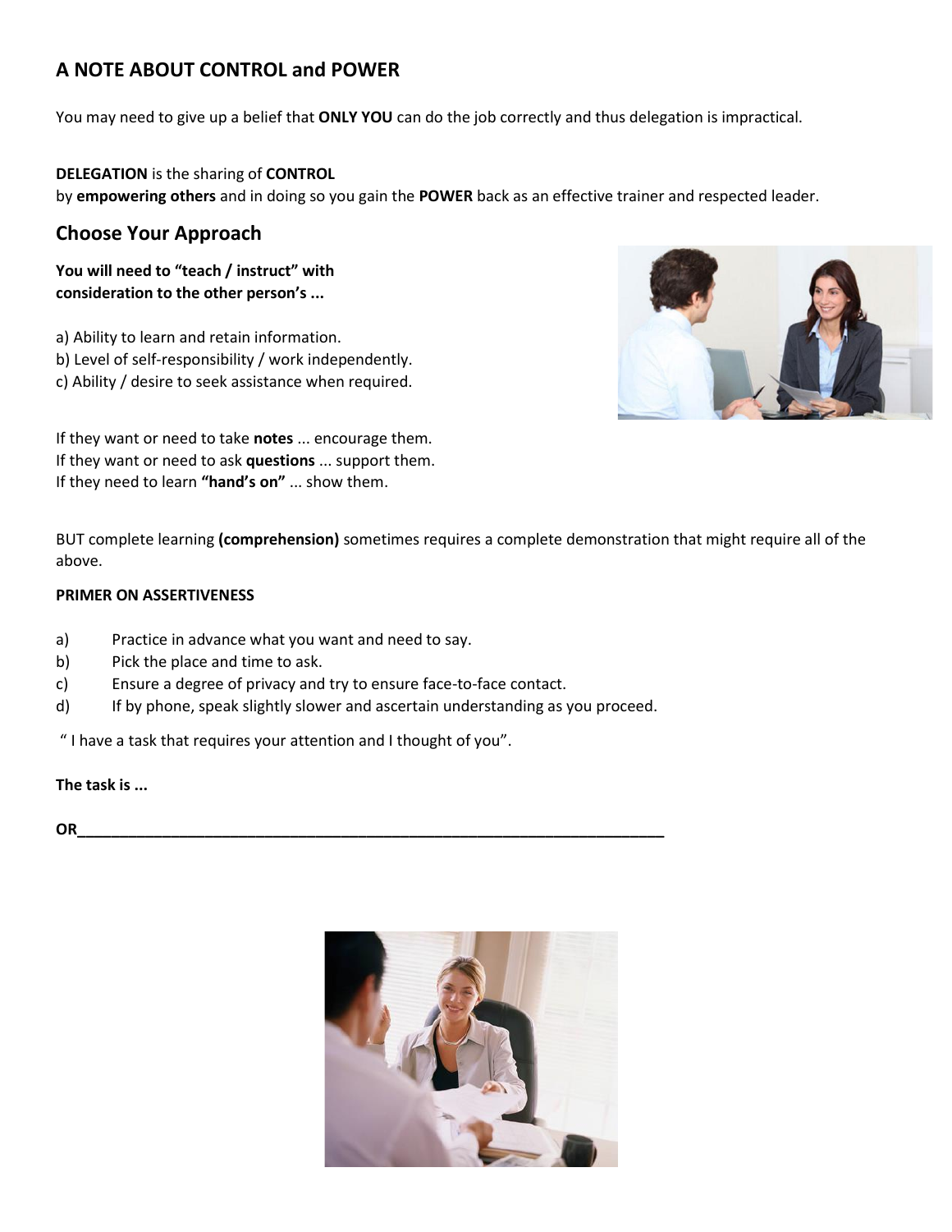## A NOTE ABOUT CONTROL and POWER

You may need to give up a belief that **ONLY YOU** can do the job correctly and thus delegation is impractical.

**DELEGATION** is the sharing of **CONTROL**
by **empowering others** and in doing so you gain the **POWER** back as an effective trainer and respected leader.

## Choose Your Approach

**You will need to "teach / instruct" with consideration to the other person's ...**

a) Ability to learn and retain information.
b) Level of self-responsibility / work independently.
c) Ability / desire to seek assistance when required.

If they want or need to take **notes** ... encourage them.
If they want or need to ask **questions** ... support them.
If they need to learn **"hand's on"** ... show them.

BUT complete learning **(comprehension)** sometimes requires a complete demonstration that might require all of the above.

**PRIMER ON ASSERTIVENESS**

a) Practice in advance what you want and need to say.
b) Pick the place and time to ask.
c) Ensure a degree of privacy and try to ensure face-to-face contact.
d) If by phone, speak slightly slower and ascertain understanding as you proceed.

" I have a task that requires your attention and I thought of you".

**The task is ...**

**OR**\_\_\_\_\_\_\_\_\_\_\_\_\_\_\_\_\_\_\_\_\_\_\_\_\_\_\_\_\_\_\_\_\_\_\_\_\_\_\_\_\_\_\_\_\_\_\_\_\_\_\_\_\_\_\_\_\_\_\_\_\_\_\_\_\_\_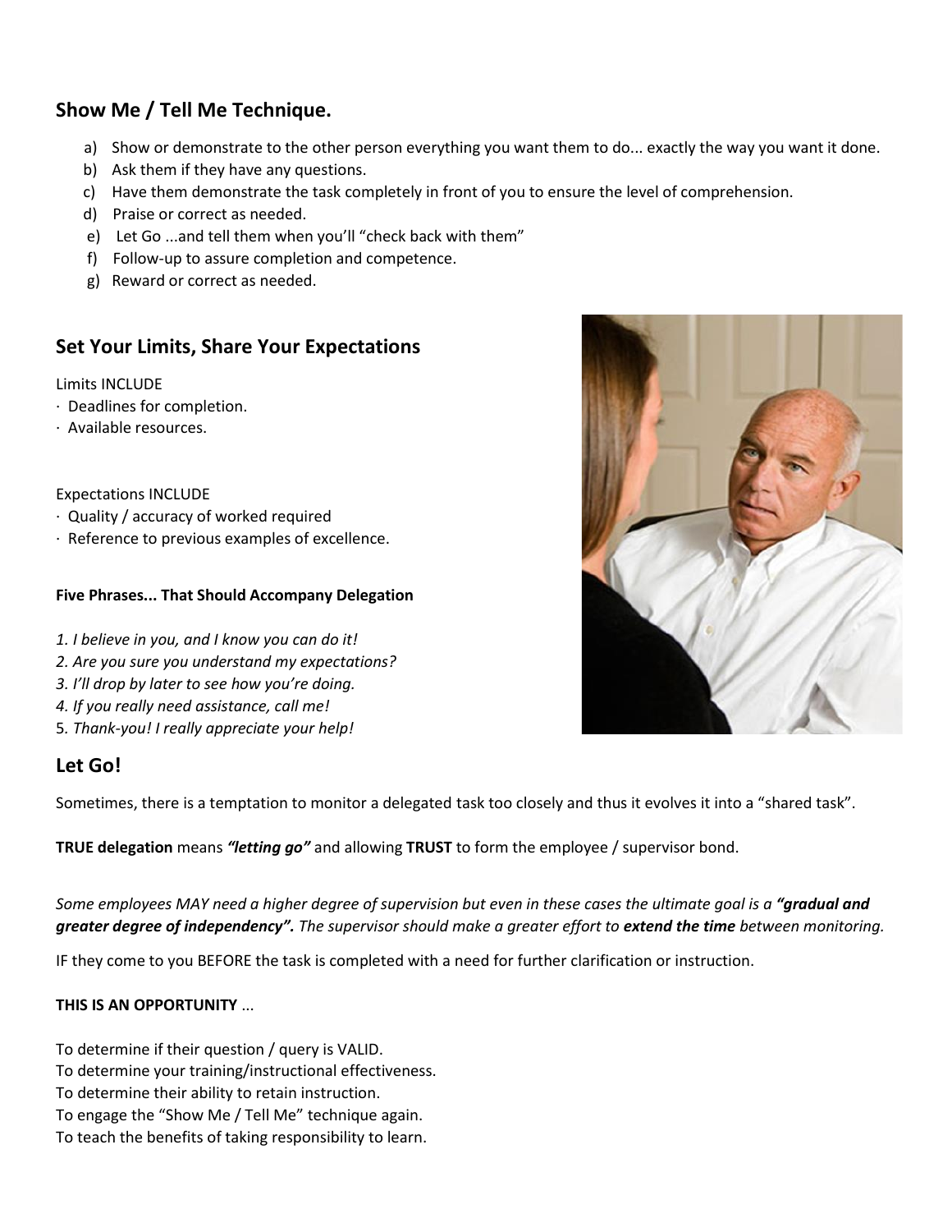## Show Me / Tell Me Technique.

a) Show or demonstrate to the other person everything you want them to do... exactly the way you want it done.
b) Ask them if they have any questions.
c) Have them demonstrate the task completely in front of you to ensure the level of comprehension.
d) Praise or correct as needed.
e) Let Go ...and tell them when you'll "check back with them"
f) Follow-up to assure completion and competence.
g) Reward or correct as needed.

## Set Your Limits, Share Your Expectations

Limits INCLUDE

· Deadlines for completion.
· Available resources.

Expectations INCLUDE

· Quality / accuracy of worked required
· Reference to previous examples of excellence.

**Five Phrases... That Should Accompany Delegation**

1. *I believe in you, and I know you can do it!*
2. *Are you sure you understand my expectations?*
3. *I'll drop by later to see how you're doing.*
4. *If you really need assistance, call me!*
5. *Thank-you! I really appreciate your help!*

## Let Go!

Sometimes, there is a temptation to monitor a delegated task too closely and thus it evolves it into a "shared task".

**TRUE delegation** means ***"letting go"*** and allowing **TRUST** to form the employee / supervisor bond.

*Some employees MAY need a higher degree of supervision but even in these cases the ultimate goal is a* ***"gradual and greater degree of independency".*** *The supervisor should make a greater effort to* ***extend the time*** *between monitoring.*

IF they come to you BEFORE the task is completed with a need for further clarification or instruction.

**THIS IS AN OPPORTUNITY** ...

To determine if their question / query is VALID.
To determine your training/instructional effectiveness.
To determine their ability to retain instruction.
To engage the "Show Me / Tell Me" technique again.
To teach the benefits of taking responsibility to learn.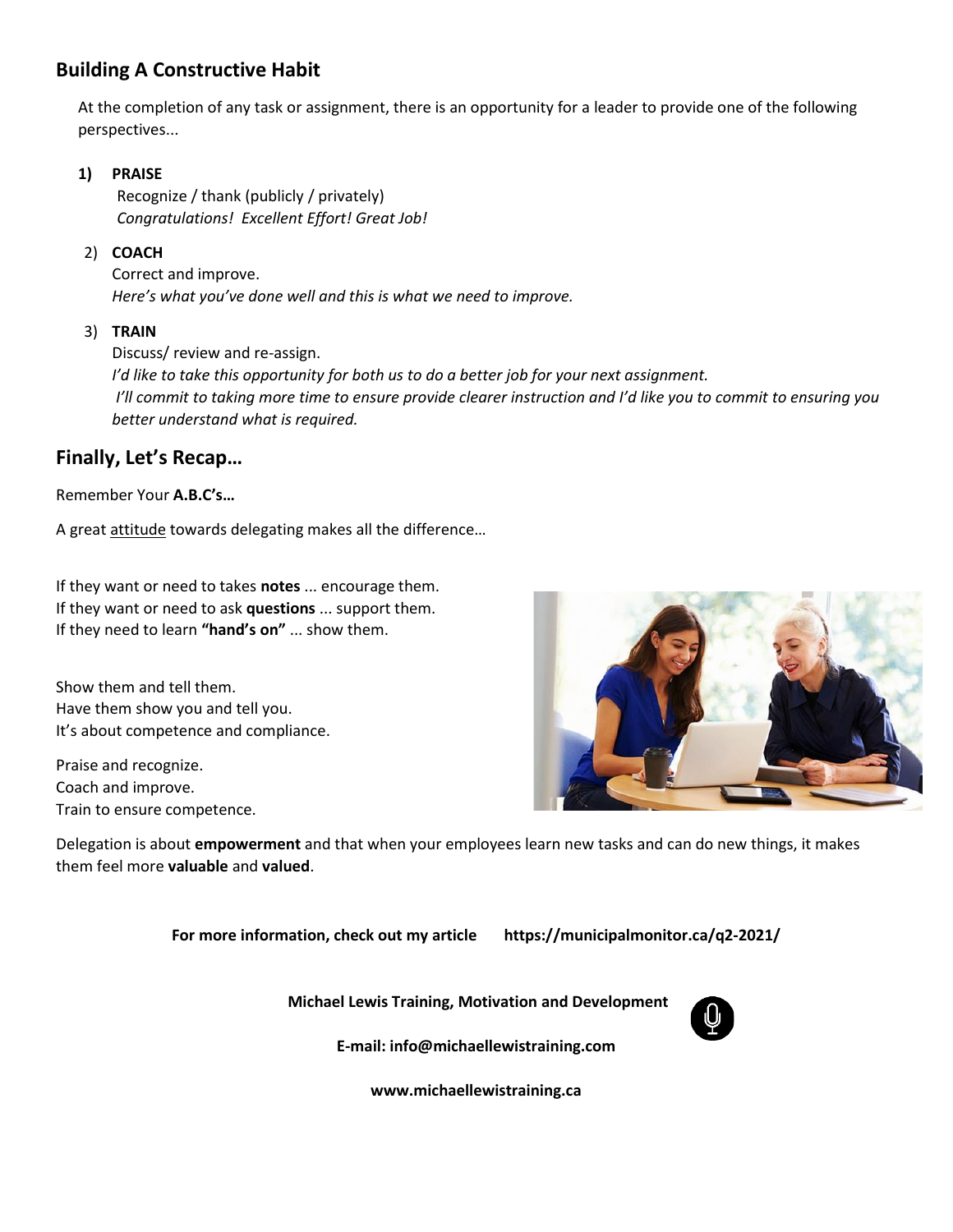## Building A Constructive Habit

At the completion of any task or assignment, there is an opportunity for a leader to provide one of the following perspectives...

1) **PRAISE**
   Recognize / thank (publicly / privately)
   *Congratulations! Excellent Effort! Great Job!*

2) **COACH**
   Correct and improve.
   *Here's what you've done well and this is what we need to improve.*

3) **TRAIN**
   Discuss/ review and re-assign.
   *I'd like to take this opportunity for both us to do a better job for your next assignment.*
   *I'll commit to taking more time to ensure provide clearer instruction and I'd like you to commit to ensuring you better understand what is required.*

## Finally, Let's Recap…

Remember Your **A.B.C's…**

A great <u>attitude</u> towards delegating makes all the difference…

If they want or need to takes **notes** ... encourage them.
If they want or need to ask **questions** ... support them.
If they need to learn **"hand's on"** ... show them.

Show them and tell them.
Have them show you and tell you.
It's about competence and compliance.

Praise and recognize.
Coach and improve.
Train to ensure competence.

Delegation is about **empowerment** and that when your employees learn new tasks and can do new things, it makes them feel more **valuable** and **valued**.

**For more information, check out my article https://municipalmonitor.ca/q2-2021/**

**Michael Lewis Training, Motivation and Development**

**E-mail: info@michaellewistraining.com**

**www.michaellewistraining.ca**